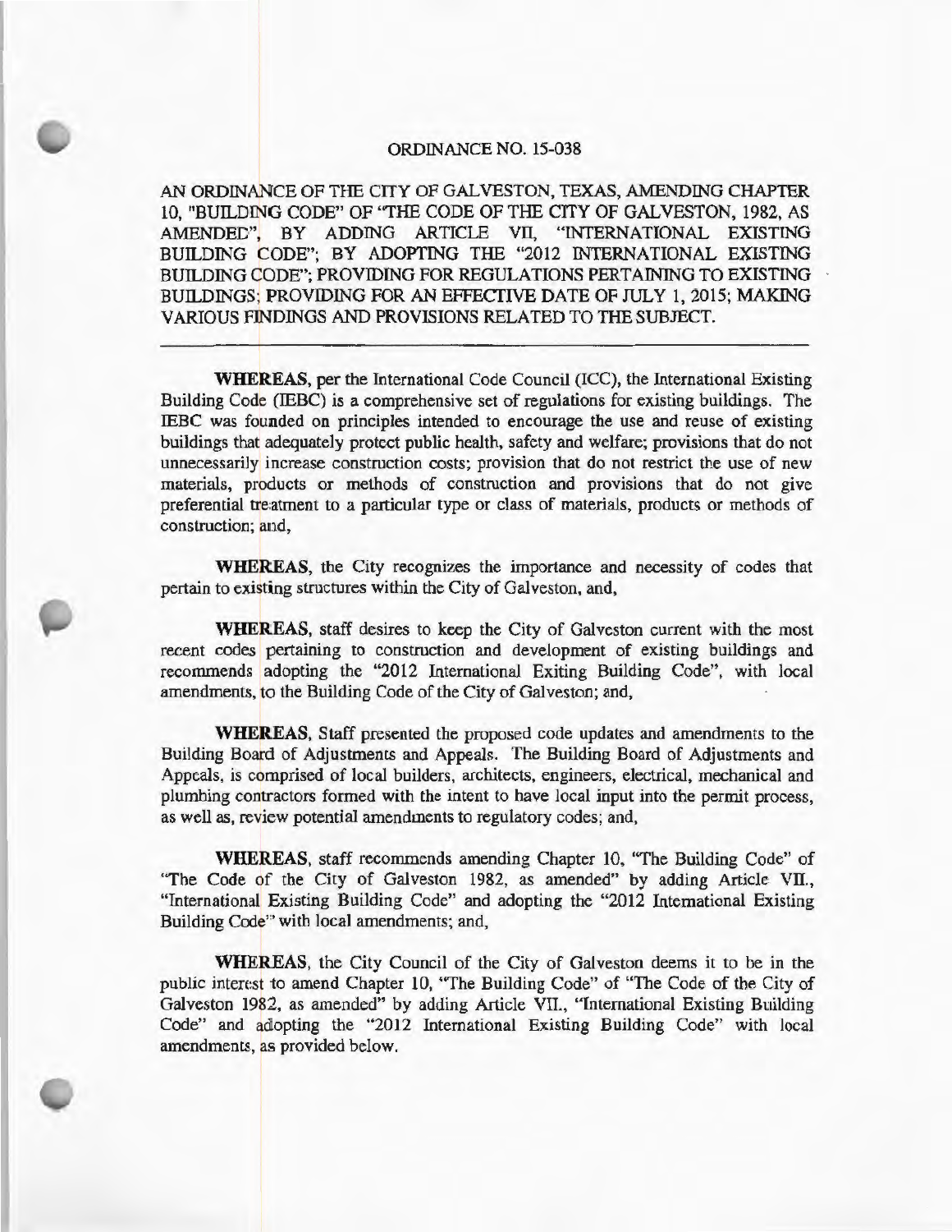# ORDINANCE NO. 15-038

AN ORDINANCE OF THE CITY OF GALVESTON, TEXAS, AMENDING CHAPTER 10, "BUILDING CODE" OF "THE CODE OF THE CITY OF GALVESTON, 1982, AS AMENDED", BY ADDING ARTICLE VII, "INTERNATIONAL EXISTING BUILDING CODE"; BY ADOPTING THE "2012 INTERNATIONAL EXISTING BUILDING CODE"; PROVIDING FOR REGULATIONS PERTAINING TO EXISTING BUILDINGS; PROVIDING FOR AN EFFECTIVE DATE OF JULY 1, 2015; MAKING VARIOUS FINDINGS AND PROVISIONS RELATED TO THE SUBJECT.

---

**WHEREAS**, per the International Code Council (ICC), the International Existing Building Code (IEBC) is a comprehensive set of regulations for existing buildings. The IEBC was founded on principles intended to encourage the use and reuse of existing buildings that adequately protect public health, safety and welfare; provisions that do not unnecessarily increase construction costs; provision that do not restrict the use of new materials, products or methods of construction and provisions that do not give preferential treatment to a particular type or class of materials, products or methods of construction; and,

**WHEREAS**, the City recognizes the importance and necessity of codes that pertain to existing structures within the City of Galveston, and,

**WHEREAS**, staff desires to keep the City of Galveston current with the most recent codes pertaining to construction and development of existing buildings and recommends adopting the "2012 International Exiting Building Code", with local amendments, to the Building Code of the City of Galveston; and,

**WHEREAS**, Staff presented the proposed code updates and amendments to the Building Board of Adjustments and Appeals. The Building Board of Adjustments and Appeals, is comprised of local builders, architects, engineers, electrical, mechanical and plumbing contractors formed with the intent to have local input into the permit process, as well as, review potential amendments to regulatory codes; and,

**WHEREAS**, staff recommends amending Chapter 10, "The Building Code" of "The Code of the City of Galveston 1982, as amended" by adding Article VII., "International Existing Building Code" and adopting the "2012 International Existing Building Code" with local amendments; and,

**WHEREAS**, the City Council of the City of Galveston deems it to be in the public interest to amend Chapter 10, "The Building Code" of "The Code of the City of Galveston 1982, as amended" by adding Article VII., "International Existing Building Code" and adopting the "2012 International Existing Building Code" with local amendments, as provided below.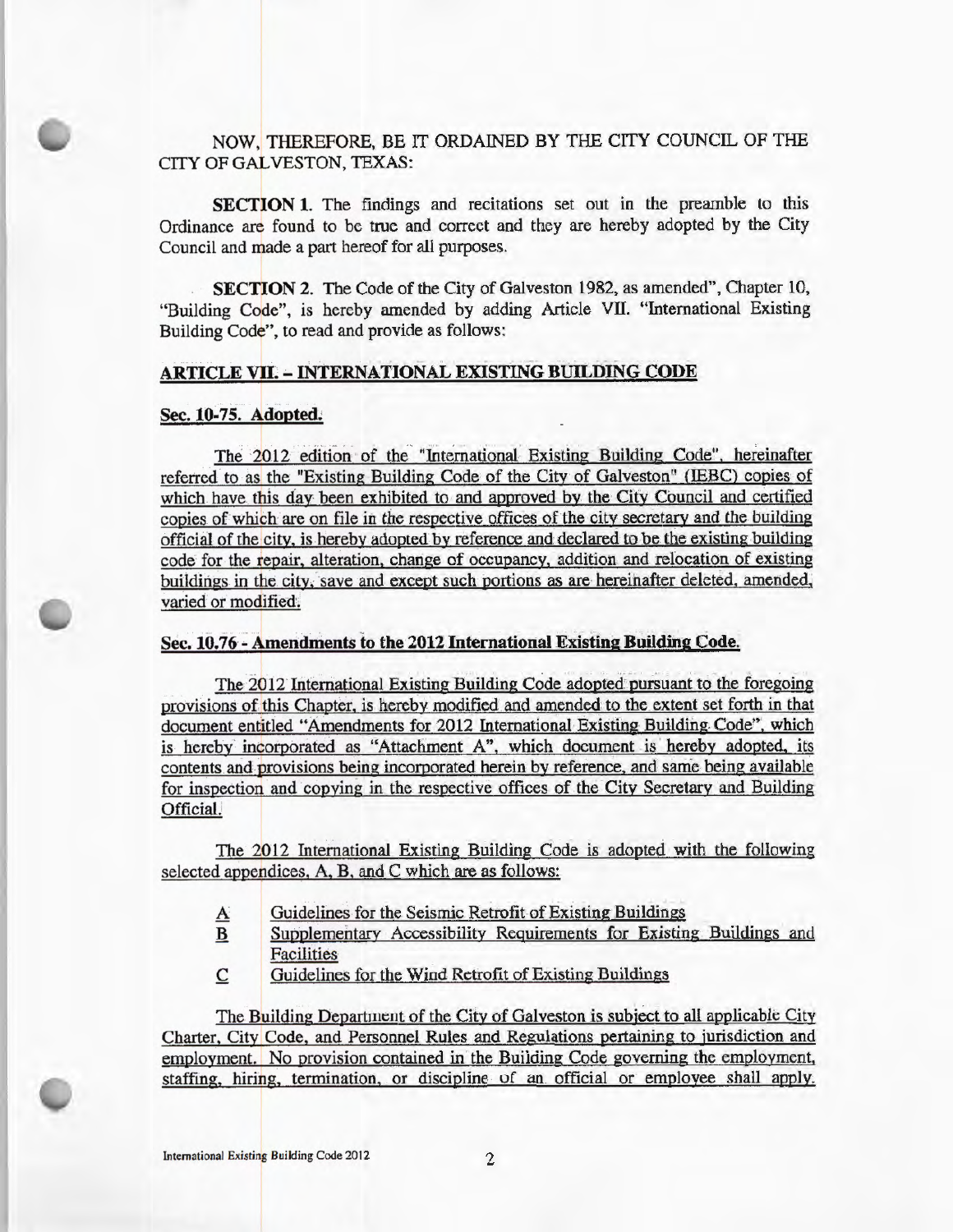NOW, THEREFORE, BE IT ORDAINED BY THE CITY COUNCIL OF THE CITY OF GALVESTON, TEXAS:

**SECTION 1.** The findings and recitations set out in the preamble to this Ordinance are found to be true and correct and they are hereby adopted by the City Council and made a part hereof for all purposes.

**SECTION 2.** The Code of the City of Galveston 1982, as amended", Chapter 10, "Building Code", is hereby amended by adding Article VII. "International Existing Building Code", to read and provide as follows:

## ARTICLE VII. – INTERNATIONAL EXISTING BUILDING CODE

### Sec. 10-75. Adopted.

The 2012 edition of the "International Existing Building Code", hereinafter referred to as the "Existing Building Code of the City of Galveston" (IEBC) copies of which have this day been exhibited to and approved by the City Council and certified copies of which are on file in the respective offices of the city secretary and the building official of the city, is hereby adopted by reference and declared to be the existing building code for the repair, alteration, change of occupancy, addition and relocation of existing buildings in the city, save and except such portions as are hereinafter deleted, amended, varied or modified.

### Sec. 10.76 - Amendments to the 2012 International Existing Building Code.

The 2012 International Existing Building Code adopted pursuant to the foregoing provisions of this Chapter, is hereby modified and amended to the extent set forth in that document entitled "Amendments for 2012 International Existing Building Code", which is hereby incorporated as "Attachment A", which document is hereby adopted, its contents and provisions being incorporated herein by reference, and same being available for inspection and copying in the respective offices of the City Secretary and Building Official.

The 2012 International Existing Building Code is adopted with the following selected appendices, A, B, and C which are as follows:

- A Guidelines for the Seismic Retrofit of Existing Buildings
- B Supplementary Accessibility Requirements for Existing Buildings and Facilities
- C Guidelines for the Wind Retrofit of Existing Buildings

The Building Department of the City of Galveston is subject to all applicable City Charter, City Code, and Personnel Rules and Regulations pertaining to jurisdiction and employment. No provision contained in the Building Code governing the employment, staffing, hiring, termination, or discipline of an official or employee shall apply.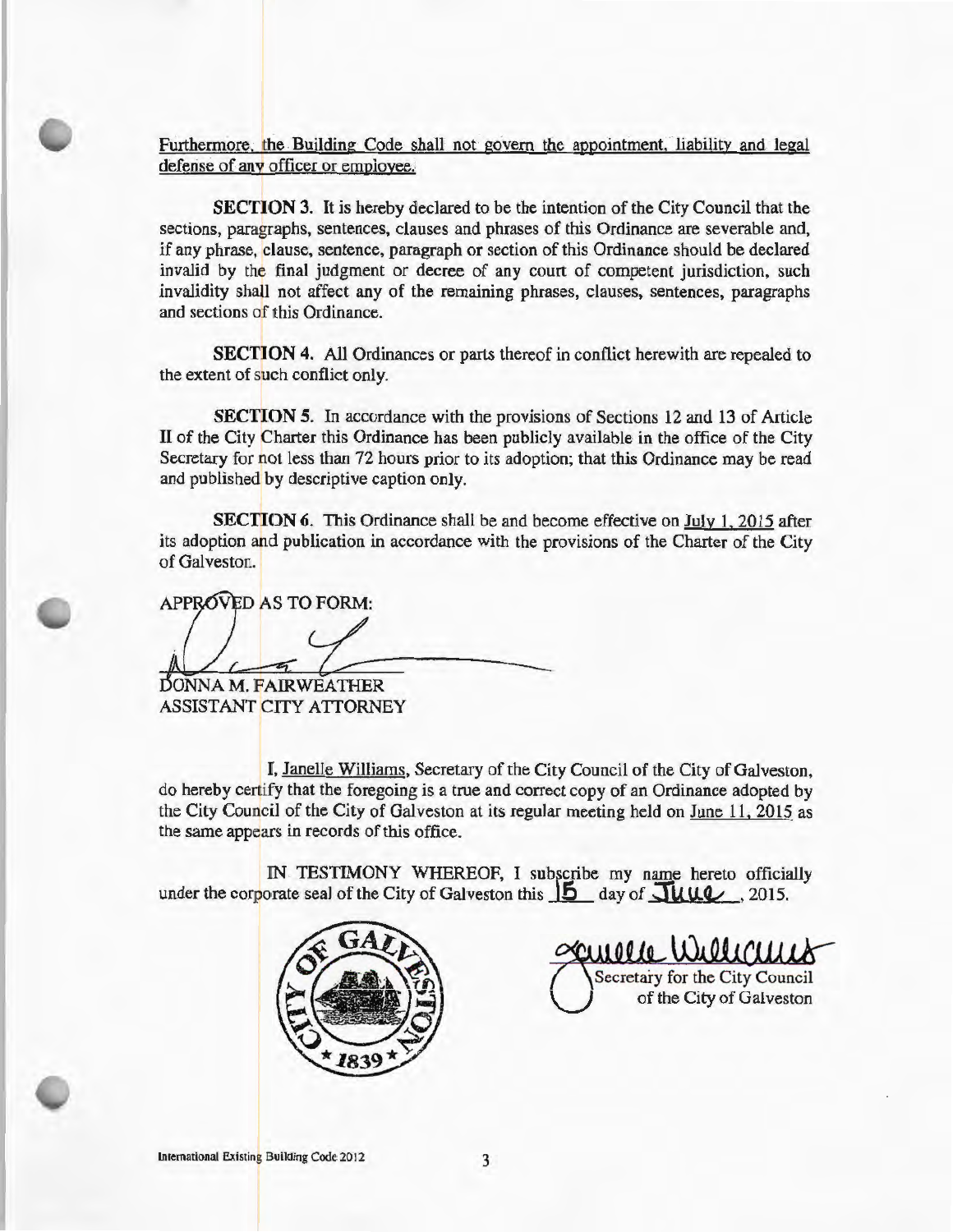Furthermore, the Building Code shall not govern the appointment, liability and legal defense of any officer or employee.

**SECTION 3.** It is hereby declared to be the intention of the City Council that the sections, paragraphs, sentences, clauses and phrases of this Ordinance are severable and, if any phrase, clause, sentence, paragraph or section of this Ordinance should be declared invalid by the final judgment or decree of any court of competent jurisdiction, such invalidity shall not affect any of the remaining phrases, clauses, sentences, paragraphs and sections of this Ordinance.

**SECTION 4.** All Ordinances or parts thereof in conflict herewith are repealed to the extent of such conflict only.

**SECTION 5.** In accordance with the provisions of Sections 12 and 13 of Article II of the City Charter this Ordinance has been publicly available in the office of the City Secretary for not less than 72 hours prior to its adoption; that this Ordinance may be read and published by descriptive caption only.

**SECTION 6.** This Ordinance shall be and become effective on July 1, 2015 after its adoption and publication in accordance with the provisions of the Charter of the City of Galveston.

APPROVED AS TO FORM:

DONNA M. FAIRWEATHER
ASSISTANT CITY ATTORNEY

I, Janelle Williams, Secretary of the City Council of the City of Galveston, do hereby certify that the foregoing is a true and correct copy of an Ordinance adopted by the City Council of the City of Galveston at its regular meeting held on June 11, 2015 as the same appears in records of this office.

IN TESTIMONY WHEREOF, I subscribe my name hereto officially under the corporate seal of the City of Galveston this 15 day of June, 2015.

CITY OF GALVESTON 1839

Secretary for the City Council
of the City of Galveston

International Existing Building Code 2012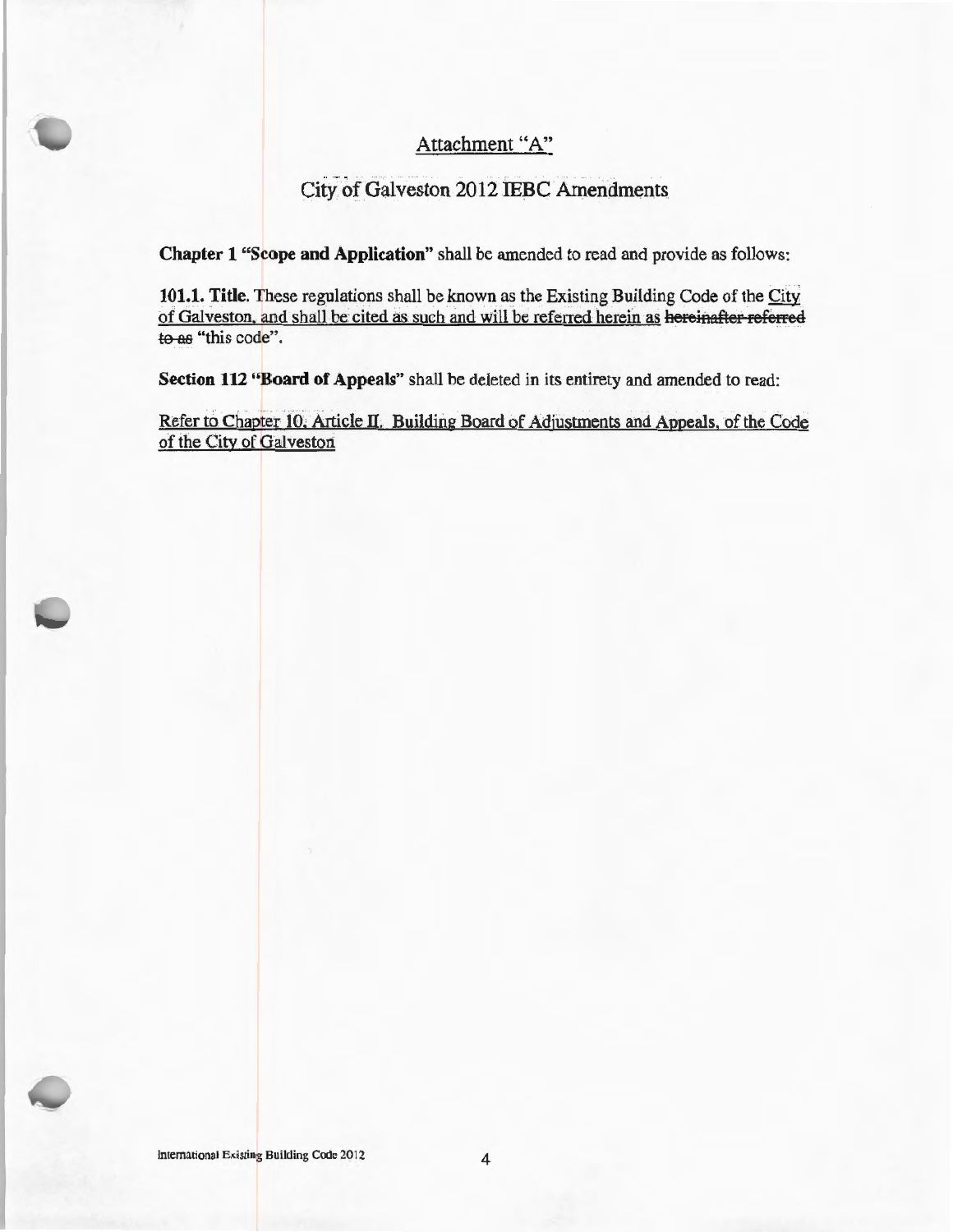<u>Attachment "A"</u>

City of Galveston 2012 IEBC Amendments

**Chapter 1 "Scope and Application"** shall be amended to read and provide as follows:

**101.1. Title.** These regulations shall be known as the Existing Building Code of the <u>City of Galveston, and shall be cited as such and will be referred herein as</u> ~~hereinafter referred to as~~ "this code".

**Section 112 "Board of Appeals"** shall be deleted in its entirety and amended to read:

<u>Refer to Chapter 10, Article II, Building Board of Adjustments and Appeals, of the Code of the City of Galveston</u>